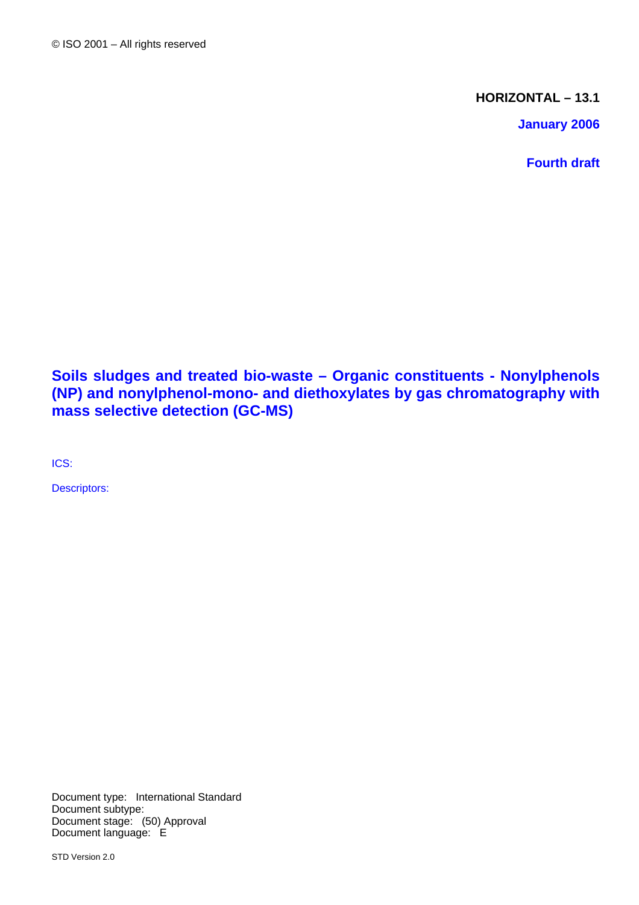© ISO 2001 – All rights reserved

**HORIZONTAL – 13.1**

**January 2006**

**Fourth draft**

# Soils sludges and treated bio-waste – Organic constituents - Nonylphenols (NP) and nonylphenol-mono- and diethoxylates by gas chromatography with mass selective detection (GC-MS)

ICS:

Descriptors:

Document type: International Standard
Document subtype:
Document stage: (50) Approval
Document language: E

STD Version 2.0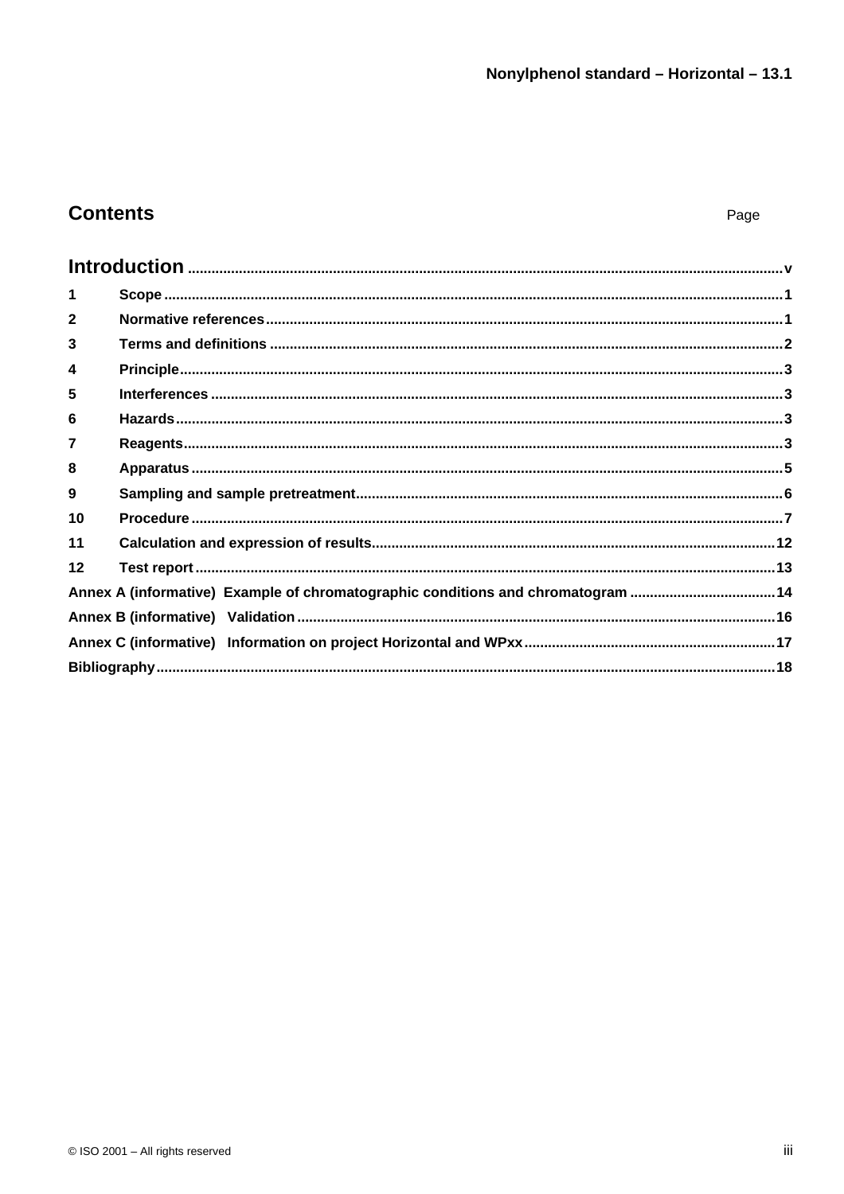## Contents

Page

**Introduction** ..... v

1 Scope ..... 1

2 Normative references ..... 1

3 Terms and definitions ..... 2

4 Principle ..... 3

5 Interferences ..... 3

6 Hazards ..... 3

7 Reagents ..... 3

8 Apparatus ..... 5

9 Sampling and sample pretreatment ..... 6

10 Procedure ..... 7

11 Calculation and expression of results ..... 12

12 Test report ..... 13

Annex A (informative) Example of chromatographic conditions and chromatogram ..... 14

Annex B (informative) Validation ..... 16

Annex C (informative) Information on project Horizontal and WPxx ..... 17

Bibliography ..... 18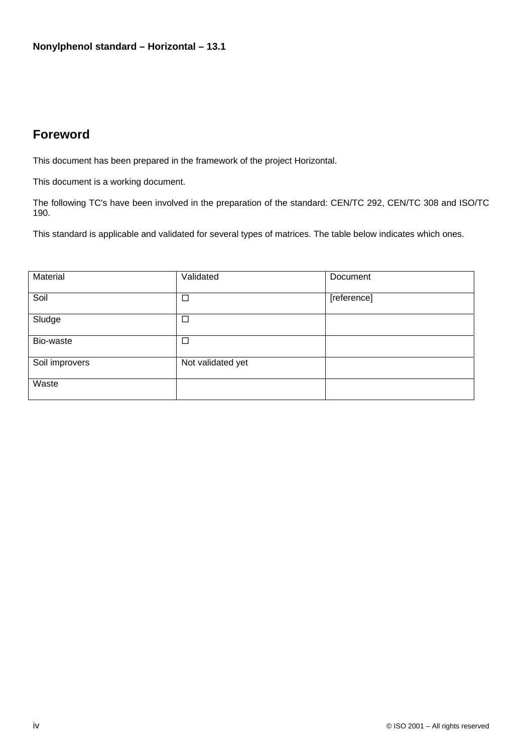## Foreword

This document has been prepared in the framework of the project Horizontal.

This document is a working document.

The following TC's have been involved in the preparation of the standard: CEN/TC 292, CEN/TC 308 and ISO/TC 190.

This standard is applicable and validated for several types of matrices. The table below indicates which ones.

| Material | Validated | Document |
|---|---|---|
| Soil | ☐ | [reference] |
| Sludge | ☐ | |
| Bio-waste | ☐ | |
| Soil improvers | Not validated yet | |
| Waste | | |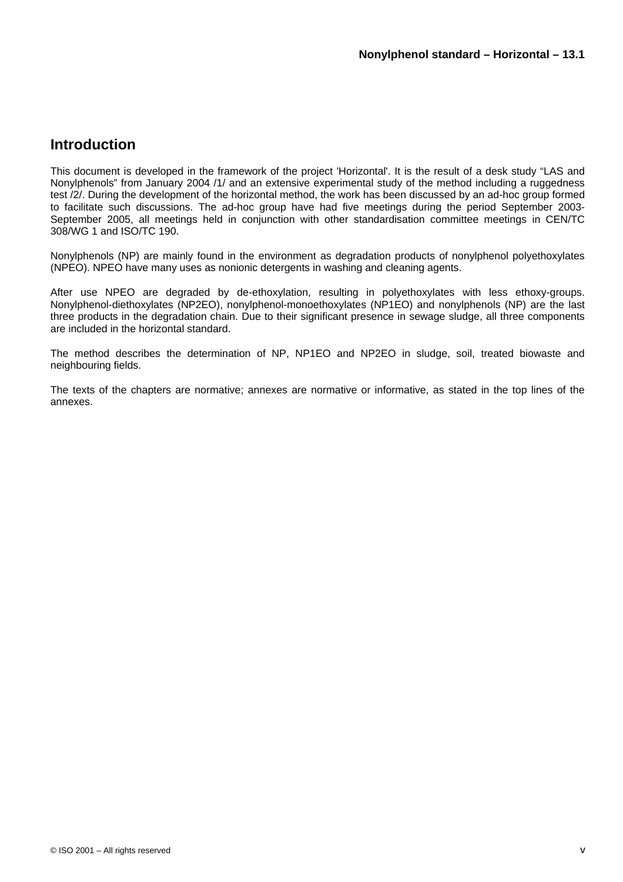## Introduction

This document is developed in the framework of the project 'Horizontal'. It is the result of a desk study "LAS and Nonylphenols" from January 2004 /1/ and an extensive experimental study of the method including a ruggedness test /2/. During the development of the horizontal method, the work has been discussed by an ad-hoc group formed to facilitate such discussions. The ad-hoc group have had five meetings during the period September 2003-September 2005, all meetings held in conjunction with other standardisation committee meetings in CEN/TC 308/WG 1 and ISO/TC 190.

Nonylphenols (NP) are mainly found in the environment as degradation products of nonylphenol polyethoxylates (NPEO). NPEO have many uses as nonionic detergents in washing and cleaning agents.

After use NPEO are degraded by de-ethoxylation, resulting in polyethoxylates with less ethoxy-groups. Nonylphenol-diethoxylates (NP2EO), nonylphenol-monoethoxylates (NP1EO) and nonylphenols (NP) are the last three products in the degradation chain. Due to their significant presence in sewage sludge, all three components are included in the horizontal standard.

The method describes the determination of NP, NP1EO and NP2EO in sludge, soil, treated biowaste and neighbouring fields.

The texts of the chapters are normative; annexes are normative or informative, as stated in the top lines of the annexes.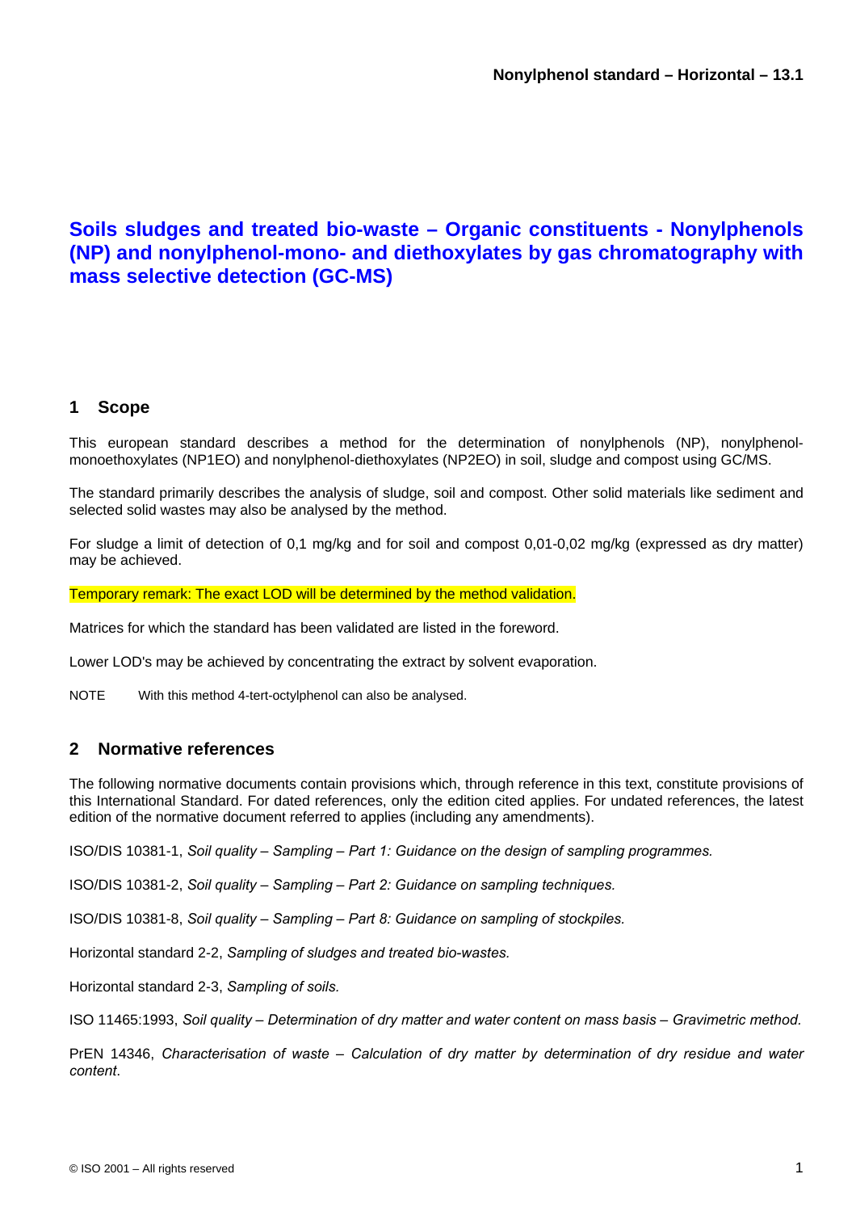# Soils sludges and treated bio-waste – Organic constituents - Nonylphenols (NP) and nonylphenol-mono- and diethoxylates by gas chromatography with mass selective detection (GC-MS)

## 1 Scope

This european standard describes a method for the determination of nonylphenols (NP), nonylphenol-monoethoxylates (NP1EO) and nonylphenol-diethoxylates (NP2EO) in soil, sludge and compost using GC/MS.

The standard primarily describes the analysis of sludge, soil and compost. Other solid materials like sediment and selected solid wastes may also be analysed by the method.

For sludge a limit of detection of 0,1 mg/kg and for soil and compost 0,01-0,02 mg/kg (expressed as dry matter) may be achieved.

Temporary remark: The exact LOD will be determined by the method validation.

Matrices for which the standard has been validated are listed in the foreword.

Lower LOD's may be achieved by concentrating the extract by solvent evaporation.

NOTE With this method 4-tert-octylphenol can also be analysed.

## 2 Normative references

The following normative documents contain provisions which, through reference in this text, constitute provisions of this International Standard. For dated references, only the edition cited applies. For undated references, the latest edition of the normative document referred to applies (including any amendments).

ISO/DIS 10381-1, *Soil quality – Sampling – Part 1: Guidance on the design of sampling programmes.*

ISO/DIS 10381-2, *Soil quality – Sampling – Part 2: Guidance on sampling techniques.*

ISO/DIS 10381-8, *Soil quality – Sampling – Part 8: Guidance on sampling of stockpiles.*

Horizontal standard 2-2, *Sampling of sludges and treated bio-wastes.*

Horizontal standard 2-3, *Sampling of soils.*

ISO 11465:1993, *Soil quality – Determination of dry matter and water content on mass basis – Gravimetric method.*

PrEN 14346, *Characterisation of waste – Calculation of dry matter by determination of dry residue and water content.*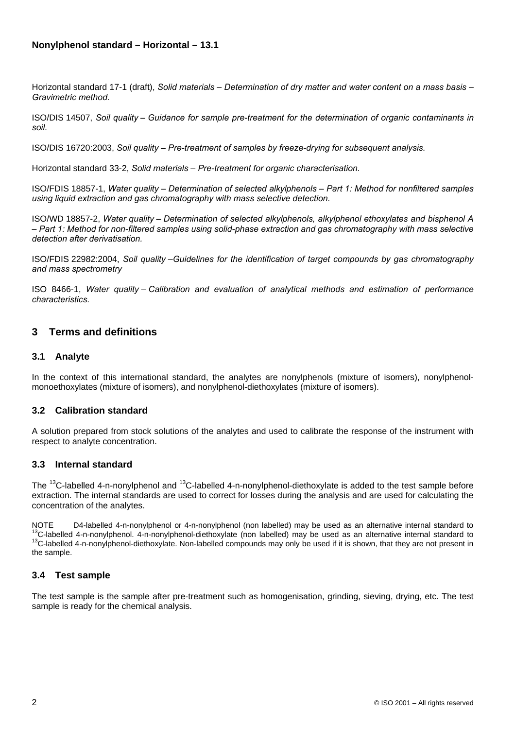Horizontal standard 17-1 (draft), *Solid materials – Determination of dry matter and water content on a mass basis – Gravimetric method.*

ISO/DIS 14507, *Soil quality – Guidance for sample pre-treatment for the determination of organic contaminants in soil.*

ISO/DIS 16720:2003, *Soil quality – Pre-treatment of samples by freeze-drying for subsequent analysis.*

Horizontal standard 33-2, *Solid materials – Pre-treatment for organic characterisation.*

ISO/FDIS 18857-1, *Water quality – Determination of selected alkylphenols – Part 1: Method for nonfiltered samples using liquid extraction and gas chromatography with mass selective detection.*

ISO/WD 18857-2, *Water quality – Determination of selected alkylphenols, alkylphenol ethoxylates and bisphenol A – Part 1: Method for non-filtered samples using solid-phase extraction and gas chromatography with mass selective detection after derivatisation.*

ISO/FDIS 22982:2004, *Soil quality –Guidelines for the identification of target compounds by gas chromatography and mass spectrometry*

ISO 8466-1, *Water quality – Calibration and evaluation of analytical methods and estimation of performance characteristics.*

## 3 Terms and definitions

### 3.1 Analyte

In the context of this international standard, the analytes are nonylphenols (mixture of isomers), nonylphenol-monoethoxylates (mixture of isomers), and nonylphenol-diethoxylates (mixture of isomers).

### 3.2 Calibration standard

A solution prepared from stock solutions of the analytes and used to calibrate the response of the instrument with respect to analyte concentration.

### 3.3 Internal standard

The $^{13}$C-labelled 4-n-nonylphenol and $^{13}$C-labelled 4-n-nonylphenol-diethoxylate is added to the test sample before extraction. The internal standards are used to correct for losses during the analysis and are used for calculating the concentration of the analytes.

NOTE D4-labelled 4-n-nonylphenol or 4-n-nonylphenol (non labelled) may be used as an alternative internal standard to $^{13}$C-labelled 4-n-nonylphenol. 4-n-nonylphenol-diethoxylate (non labelled) may be used as an alternative internal standard to $^{13}$C-labelled 4-n-nonylphenol-diethoxylate. Non-labelled compounds may only be used if it is shown, that they are not present in the sample.

### 3.4 Test sample

The test sample is the sample after pre-treatment such as homogenisation, grinding, sieving, drying, etc. The test sample is ready for the chemical analysis.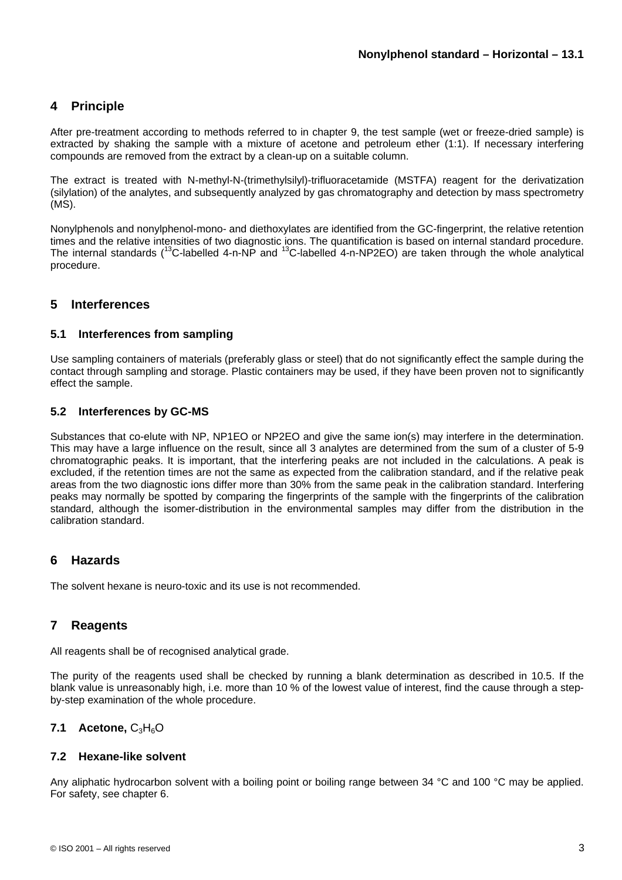## 4 Principle

After pre-treatment according to methods referred to in chapter 9, the test sample (wet or freeze-dried sample) is extracted by shaking the sample with a mixture of acetone and petroleum ether (1:1). If necessary interfering compounds are removed from the extract by a clean-up on a suitable column.

The extract is treated with N-methyl-N-(trimethylsilyl)-trifluoracetamide (MSTFA) reagent for the derivatization (silylation) of the analytes, and subsequently analyzed by gas chromatography and detection by mass spectrometry (MS).

Nonylphenols and nonylphenol-mono- and diethoxylates are identified from the GC-fingerprint, the relative retention times and the relative intensities of two diagnostic ions. The quantification is based on internal standard procedure. The internal standards ($^{13}$C-labelled 4-n-NP and $^{13}$C-labelled 4-n-NP2EO) are taken through the whole analytical procedure.

## 5 Interferences

### 5.1 Interferences from sampling

Use sampling containers of materials (preferably glass or steel) that do not significantly effect the sample during the contact through sampling and storage. Plastic containers may be used, if they have been proven not to significantly effect the sample.

### 5.2 Interferences by GC-MS

Substances that co-elute with NP, NP1EO or NP2EO and give the same ion(s) may interfere in the determination. This may have a large influence on the result, since all 3 analytes are determined from the sum of a cluster of 5-9 chromatographic peaks. It is important, that the interfering peaks are not included in the calculations. A peak is excluded, if the retention times are not the same as expected from the calibration standard, and if the relative peak areas from the two diagnostic ions differ more than 30% from the same peak in the calibration standard. Interfering peaks may normally be spotted by comparing the fingerprints of the sample with the fingerprints of the calibration standard, although the isomer-distribution in the environmental samples may differ from the distribution in the calibration standard.

## 6 Hazards

The solvent hexane is neuro-toxic and its use is not recommended.

## 7 Reagents

All reagents shall be of recognised analytical grade.

The purity of the reagents used shall be checked by running a blank determination as described in 10.5. If the blank value is unreasonably high, i.e. more than 10 % of the lowest value of interest, find the cause through a step-by-step examination of the whole procedure.

### 7.1 Acetone, $C_3H_6O$

### 7.2 Hexane-like solvent

Any aliphatic hydrocarbon solvent with a boiling point or boiling range between 34 °C and 100 °C may be applied. For safety, see chapter 6.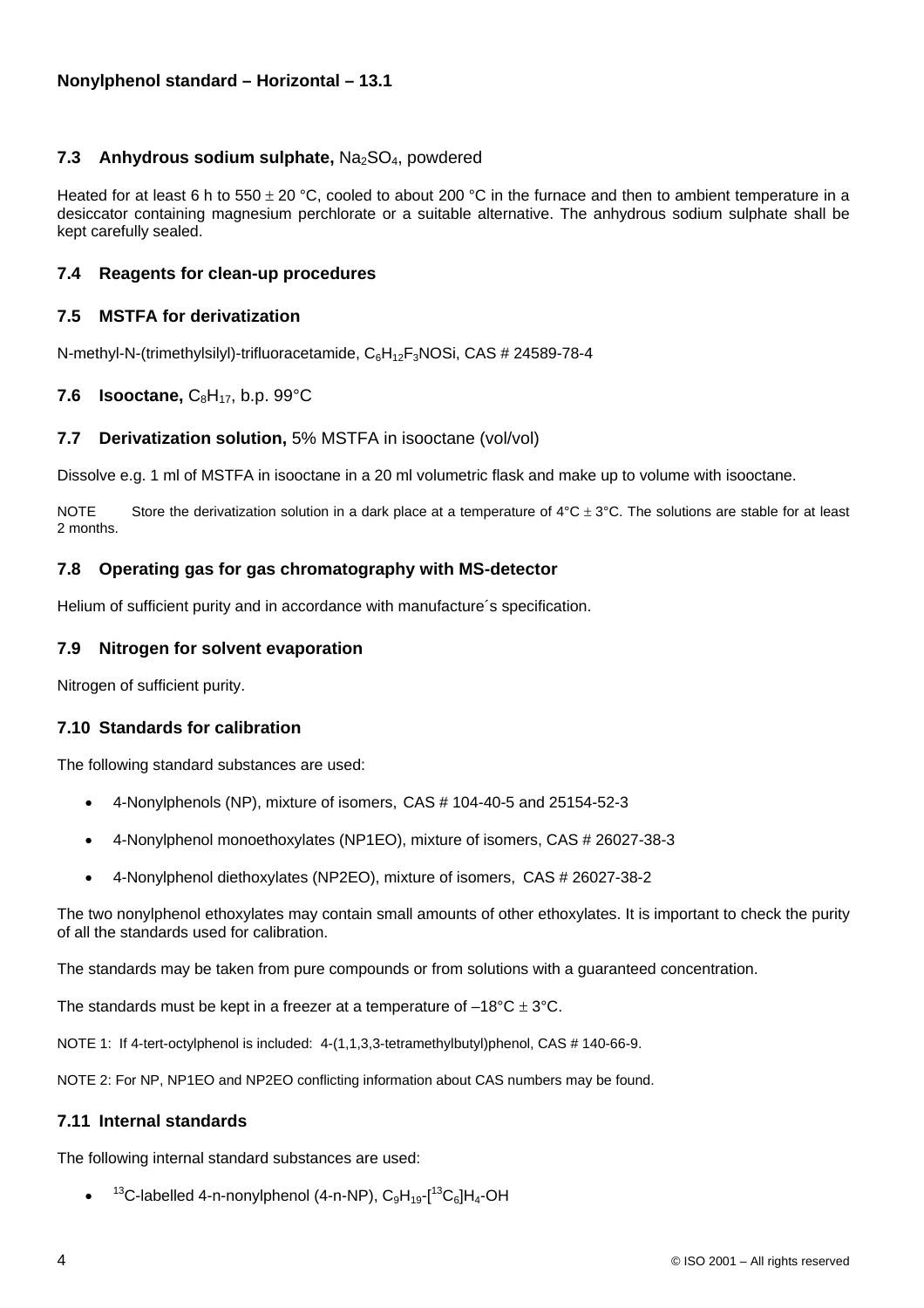**Nonylphenol standard – Horizontal – 13.1**

### 7.3 Anhydrous sodium sulphate, $Na_2SO_4$, powdered

Heated for at least 6 h to 550 ± 20 °C, cooled to about 200 °C in the furnace and then to ambient temperature in a desiccator containing magnesium perchlorate or a suitable alternative. The anhydrous sodium sulphate shall be kept carefully sealed.

### 7.4 Reagents for clean-up procedures

### 7.5 MSTFA for derivatization

N-methyl-N-(trimethylsilyl)-trifluoracetamide, $C_6H_{12}F_3NOSi$, CAS # 24589-78-4

### 7.6 Isooctane, $C_8H_{17}$, b.p. 99°C

### 7.7 Derivatization solution, 5% MSTFA in isooctane (vol/vol)

Dissolve e.g. 1 ml of MSTFA in isooctane in a 20 ml volumetric flask and make up to volume with isooctane.

NOTE Store the derivatization solution in a dark place at a temperature of 4°C ± 3°C. The solutions are stable for at least 2 months.

### 7.8 Operating gas for gas chromatography with MS-detector

Helium of sufficient purity and in accordance with manufacture´s specification.

### 7.9 Nitrogen for solvent evaporation

Nitrogen of sufficient purity.

### 7.10 Standards for calibration

The following standard substances are used:

- 4-Nonylphenols (NP), mixture of isomers, CAS # 104-40-5 and 25154-52-3
- 4-Nonylphenol monoethoxylates (NP1EO), mixture of isomers, CAS # 26027-38-3
- 4-Nonylphenol diethoxylates (NP2EO), mixture of isomers, CAS # 26027-38-2

The two nonylphenol ethoxylates may contain small amounts of other ethoxylates. It is important to check the purity of all the standards used for calibration.

The standards may be taken from pure compounds or from solutions with a guaranteed concentration.

The standards must be kept in a freezer at a temperature of –18°C ± 3°C.

NOTE 1: If 4-tert-octylphenol is included: 4-(1,1,3,3-tetramethylbutyl)phenol, CAS # 140-66-9.

NOTE 2: For NP, NP1EO and NP2EO conflicting information about CAS numbers may be found.

### 7.11 Internal standards

The following internal standard substances are used:

- $^{13}C$-labelled 4-n-nonylphenol (4-n-NP), $C_9H_{19}$-[$^{13}C_6$]$H_4$-OH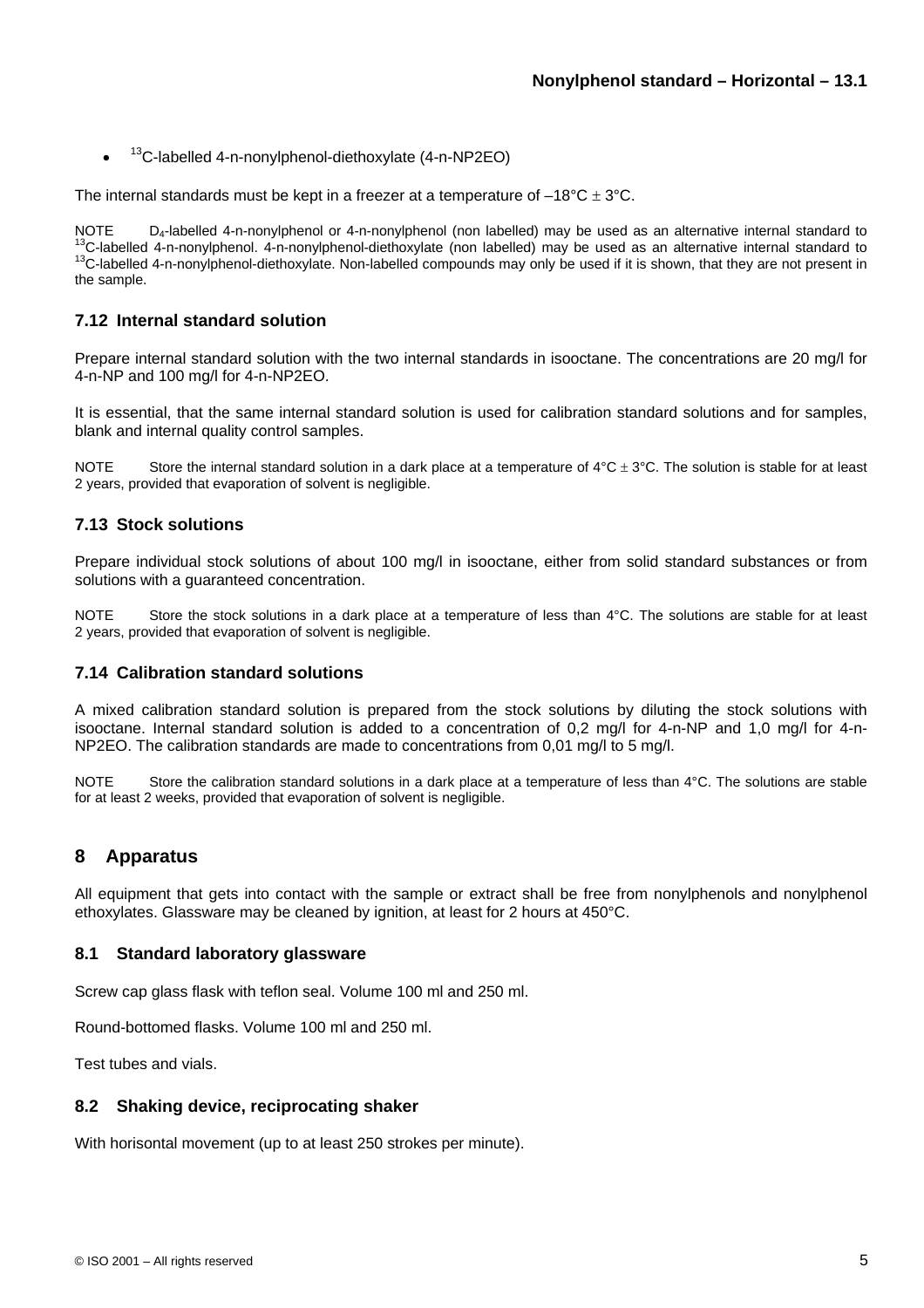- $^{13}$C-labelled 4-n-nonylphenol-diethoxylate (4-n-NP2EO)

The internal standards must be kept in a freezer at a temperature of –18°C ± 3°C.

NOTE D$_4$-labelled 4-n-nonylphenol or 4-n-nonylphenol (non labelled) may be used as an alternative internal standard to $^{13}$C-labelled 4-n-nonylphenol. 4-n-nonylphenol-diethoxylate (non labelled) may be used as an alternative internal standard to $^{13}$C-labelled 4-n-nonylphenol-diethoxylate. Non-labelled compounds may only be used if it is shown, that they are not present in the sample.

### 7.12 Internal standard solution

Prepare internal standard solution with the two internal standards in isooctane. The concentrations are 20 mg/l for 4-n-NP and 100 mg/l for 4-n-NP2EO.

It is essential, that the same internal standard solution is used for calibration standard solutions and for samples, blank and internal quality control samples.

NOTE Store the internal standard solution in a dark place at a temperature of 4°C ± 3°C. The solution is stable for at least 2 years, provided that evaporation of solvent is negligible.

### 7.13 Stock solutions

Prepare individual stock solutions of about 100 mg/l in isooctane, either from solid standard substances or from solutions with a guaranteed concentration.

NOTE Store the stock solutions in a dark place at a temperature of less than 4°C. The solutions are stable for at least 2 years, provided that evaporation of solvent is negligible.

### 7.14 Calibration standard solutions

A mixed calibration standard solution is prepared from the stock solutions by diluting the stock solutions with isooctane. Internal standard solution is added to a concentration of 0,2 mg/l for 4-n-NP and 1,0 mg/l for 4-n-NP2EO. The calibration standards are made to concentrations from 0,01 mg/l to 5 mg/l.

NOTE Store the calibration standard solutions in a dark place at a temperature of less than 4°C. The solutions are stable for at least 2 weeks, provided that evaporation of solvent is negligible.

## 8 Apparatus

All equipment that gets into contact with the sample or extract shall be free from nonylphenols and nonylphenol ethoxylates. Glassware may be cleaned by ignition, at least for 2 hours at 450°C.

### 8.1 Standard laboratory glassware

Screw cap glass flask with teflon seal. Volume 100 ml and 250 ml.

Round-bottomed flasks. Volume 100 ml and 250 ml.

Test tubes and vials.

### 8.2 Shaking device, reciprocating shaker

With horisontal movement (up to at least 250 strokes per minute).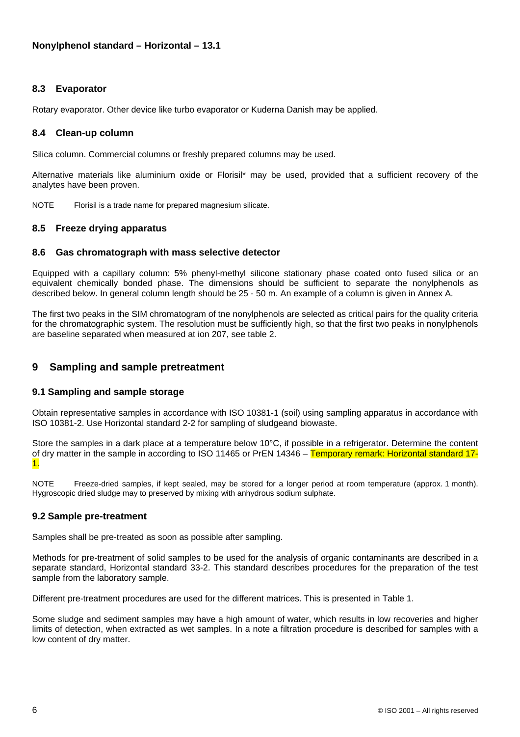### 8.3 Evaporator

Rotary evaporator. Other device like turbo evaporator or Kuderna Danish may be applied.

### 8.4 Clean-up column

Silica column. Commercial columns or freshly prepared columns may be used.

Alternative materials like aluminium oxide or Florisil* may be used, provided that a sufficient recovery of the analytes have been proven.

NOTE Florisil is a trade name for prepared magnesium silicate.

### 8.5 Freeze drying apparatus

### 8.6 Gas chromatograph with mass selective detector

Equipped with a capillary column: 5% phenyl-methyl silicone stationary phase coated onto fused silica or an equivalent chemically bonded phase. The dimensions should be sufficient to separate the nonylphenols as described below. In general column length should be 25 - 50 m. An example of a column is given in Annex A.

The first two peaks in the SIM chromatogram of tne nonylphenols are selected as critical pairs for the quality criteria for the chromatographic system. The resolution must be sufficiently high, so that the first two peaks in nonylphenols are baseline separated when measured at ion 207, see table 2.

## 9 Sampling and sample pretreatment

### 9.1 Sampling and sample storage

Obtain representative samples in accordance with ISO 10381-1 (soil) using sampling apparatus in accordance with ISO 10381-2. Use Horizontal standard 2-2 for sampling of sludgeand biowaste.

Store the samples in a dark place at a temperature below 10°C, if possible in a refrigerator. Determine the content of dry matter in the sample in according to ISO 11465 or PrEN 14346 – Temporary remark: Horizontal standard 17-1.

NOTE Freeze-dried samples, if kept sealed, may be stored for a longer period at room temperature (approx. 1 month). Hygroscopic dried sludge may to preserved by mixing with anhydrous sodium sulphate.

### 9.2 Sample pre-treatment

Samples shall be pre-treated as soon as possible after sampling.

Methods for pre-treatment of solid samples to be used for the analysis of organic contaminants are described in a separate standard, Horizontal standard 33-2. This standard describes procedures for the preparation of the test sample from the laboratory sample.

Different pre-treatment procedures are used for the different matrices. This is presented in Table 1.

Some sludge and sediment samples may have a high amount of water, which results in low recoveries and higher limits of detection, when extracted as wet samples. In a note a filtration procedure is described for samples with a low content of dry matter.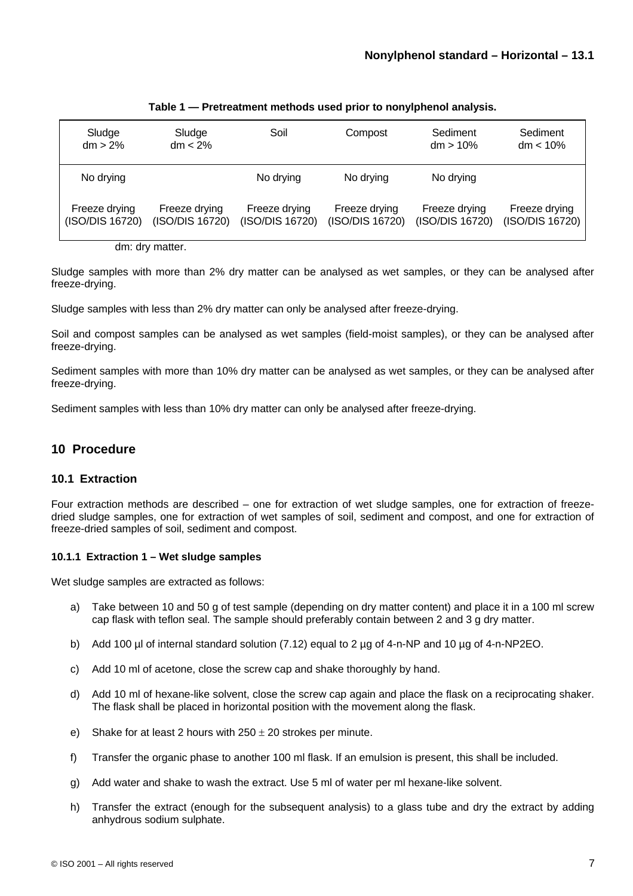**Table 1 — Pretreatment methods used prior to nonylphenol analysis.**

| Sludge dm > 2% | Sludge dm < 2% | Soil | Compost | Sediment dm > 10% | Sediment dm < 10% |
|---|---|---|---|---|---|
| No drying | | No drying | No drying | No drying | |
| Freeze drying (ISO/DIS 16720) | Freeze drying (ISO/DIS 16720) | Freeze drying (ISO/DIS 16720) | Freeze drying (ISO/DIS 16720) | Freeze drying (ISO/DIS 16720) | Freeze drying (ISO/DIS 16720) |

dm: dry matter.

Sludge samples with more than 2% dry matter can be analysed as wet samples, or they can be analysed after freeze-drying.

Sludge samples with less than 2% dry matter can only be analysed after freeze-drying.

Soil and compost samples can be analysed as wet samples (field-moist samples), or they can be analysed after freeze-drying.

Sediment samples with more than 10% dry matter can be analysed as wet samples, or they can be analysed after freeze-drying.

Sediment samples with less than 10% dry matter can only be analysed after freeze-drying.

## 10 Procedure

### 10.1 Extraction

Four extraction methods are described – one for extraction of wet sludge samples, one for extraction of freeze-dried sludge samples, one for extraction of wet samples of soil, sediment and compost, and one for extraction of freeze-dried samples of soil, sediment and compost.

#### 10.1.1 Extraction 1 – Wet sludge samples

Wet sludge samples are extracted as follows:

a) Take between 10 and 50 g of test sample (depending on dry matter content) and place it in a 100 ml screw cap flask with teflon seal. The sample should preferably contain between 2 and 3 g dry matter.

b) Add 100 µl of internal standard solution (7.12) equal to 2 µg of 4-n-NP and 10 µg of 4-n-NP2EO.

c) Add 10 ml of acetone, close the screw cap and shake thoroughly by hand.

d) Add 10 ml of hexane-like solvent, close the screw cap again and place the flask on a reciprocating shaker. The flask shall be placed in horizontal position with the movement along the flask.

e) Shake for at least 2 hours with $250 \pm 20$ strokes per minute.

f) Transfer the organic phase to another 100 ml flask. If an emulsion is present, this shall be included.

g) Add water and shake to wash the extract. Use 5 ml of water per ml hexane-like solvent.

h) Transfer the extract (enough for the subsequent analysis) to a glass tube and dry the extract by adding anhydrous sodium sulphate.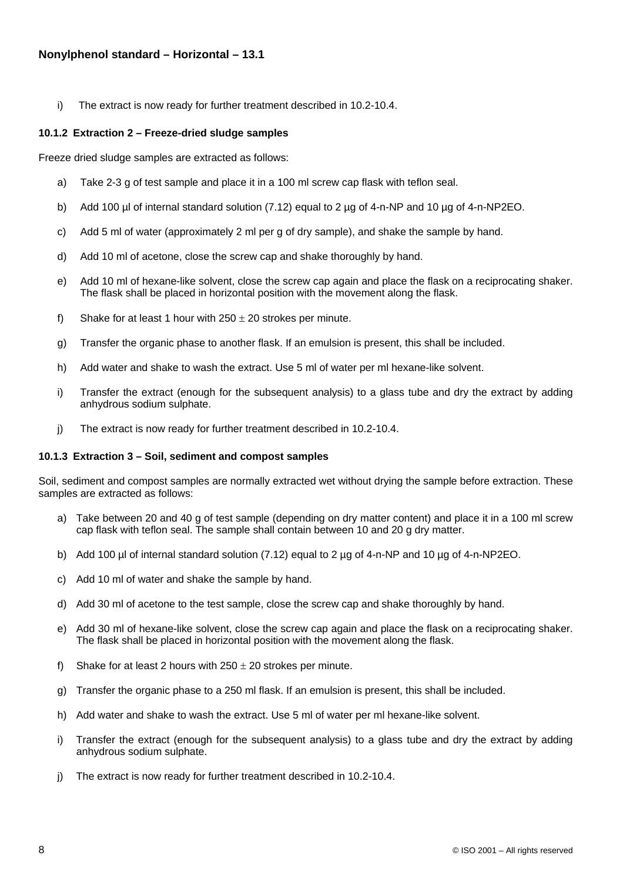i) The extract is now ready for further treatment described in 10.2-10.4.

#### 10.1.2 Extraction 2 – Freeze-dried sludge samples

Freeze dried sludge samples are extracted as follows:

a) Take 2-3 g of test sample and place it in a 100 ml screw cap flask with teflon seal.

b) Add 100 µl of internal standard solution (7.12) equal to 2 µg of 4-n-NP and 10 µg of 4-n-NP2EO.

c) Add 5 ml of water (approximately 2 ml per g of dry sample), and shake the sample by hand.

d) Add 10 ml of acetone, close the screw cap and shake thoroughly by hand.

e) Add 10 ml of hexane-like solvent, close the screw cap again and place the flask on a reciprocating shaker. The flask shall be placed in horizontal position with the movement along the flask.

f) Shake for at least 1 hour with $250 \pm 20$ strokes per minute.

g) Transfer the organic phase to another flask. If an emulsion is present, this shall be included.

h) Add water and shake to wash the extract. Use 5 ml of water per ml hexane-like solvent.

i) Transfer the extract (enough for the subsequent analysis) to a glass tube and dry the extract by adding anhydrous sodium sulphate.

j) The extract is now ready for further treatment described in 10.2-10.4.

#### 10.1.3 Extraction 3 – Soil, sediment and compost samples

Soil, sediment and compost samples are normally extracted wet without drying the sample before extraction. These samples are extracted as follows:

a) Take between 20 and 40 g of test sample (depending on dry matter content) and place it in a 100 ml screw cap flask with teflon seal. The sample shall contain between 10 and 20 g dry matter.

b) Add 100 µl of internal standard solution (7.12) equal to 2 µg of 4-n-NP and 10 µg of 4-n-NP2EO.

c) Add 10 ml of water and shake the sample by hand.

d) Add 30 ml of acetone to the test sample, close the screw cap and shake thoroughly by hand.

e) Add 30 ml of hexane-like solvent, close the screw cap again and place the flask on a reciprocating shaker. The flask shall be placed in horizontal position with the movement along the flask.

f) Shake for at least 2 hours with $250 \pm 20$ strokes per minute.

g) Transfer the organic phase to a 250 ml flask. If an emulsion is present, this shall be included.

h) Add water and shake to wash the extract. Use 5 ml of water per ml hexane-like solvent.

i) Transfer the extract (enough for the subsequent analysis) to a glass tube and dry the extract by adding anhydrous sodium sulphate.

j) The extract is now ready for further treatment described in 10.2-10.4.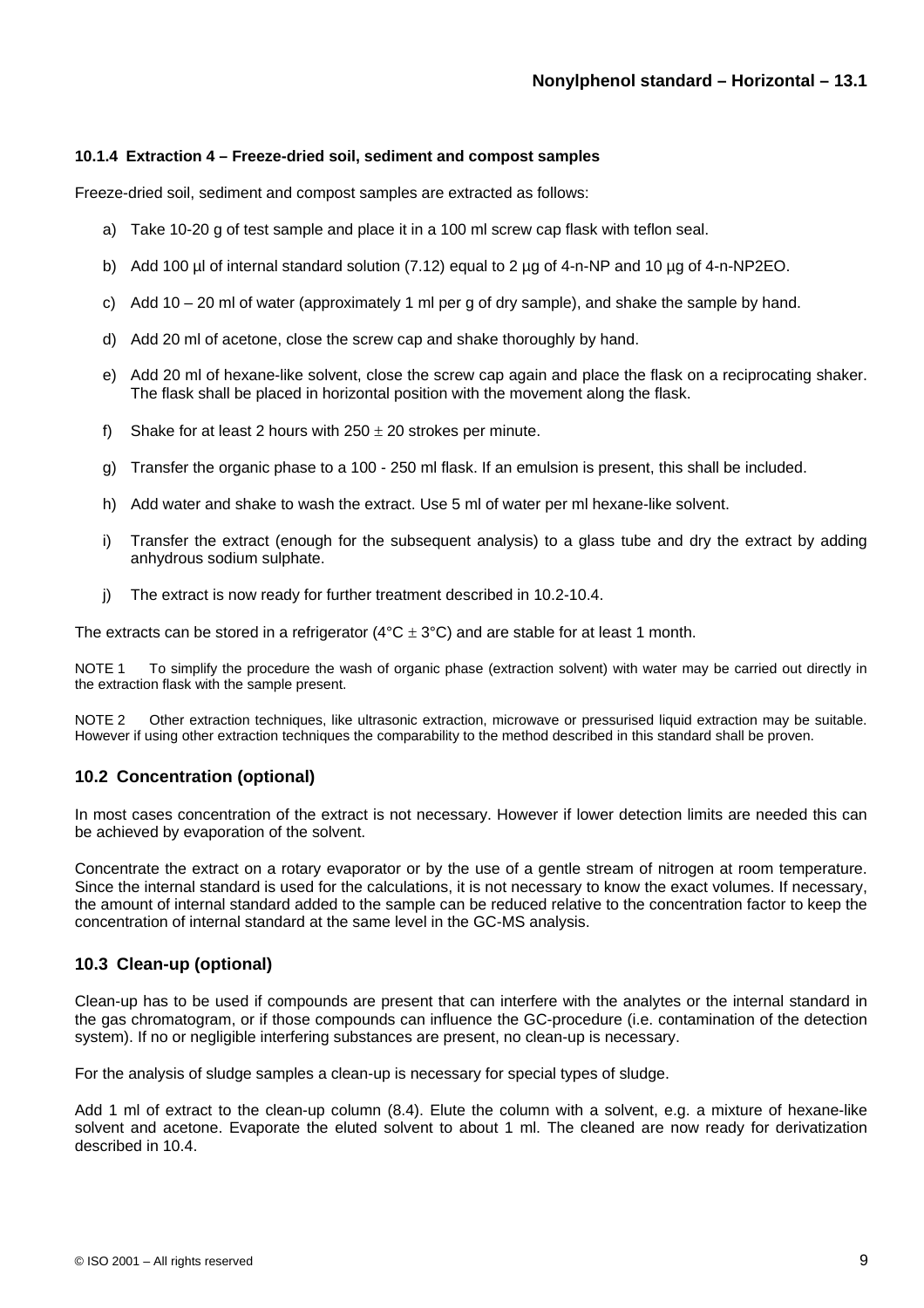#### 10.1.4 Extraction 4 – Freeze-dried soil, sediment and compost samples

Freeze-dried soil, sediment and compost samples are extracted as follows:

a) Take 10-20 g of test sample and place it in a 100 ml screw cap flask with teflon seal.

b) Add 100 µl of internal standard solution (7.12) equal to 2 µg of 4-n-NP and 10 µg of 4-n-NP2EO.

c) Add 10 – 20 ml of water (approximately 1 ml per g of dry sample), and shake the sample by hand.

d) Add 20 ml of acetone, close the screw cap and shake thoroughly by hand.

e) Add 20 ml of hexane-like solvent, close the screw cap again and place the flask on a reciprocating shaker. The flask shall be placed in horizontal position with the movement along the flask.

f) Shake for at least 2 hours with $250 \pm 20$ strokes per minute.

g) Transfer the organic phase to a 100 - 250 ml flask. If an emulsion is present, this shall be included.

h) Add water and shake to wash the extract. Use 5 ml of water per ml hexane-like solvent.

i) Transfer the extract (enough for the subsequent analysis) to a glass tube and dry the extract by adding anhydrous sodium sulphate.

j) The extract is now ready for further treatment described in 10.2-10.4.

The extracts can be stored in a refrigerator (4°C $\pm$ 3°C) and are stable for at least 1 month.

NOTE 1 To simplify the procedure the wash of organic phase (extraction solvent) with water may be carried out directly in the extraction flask with the sample present.

NOTE 2 Other extraction techniques, like ultrasonic extraction, microwave or pressurised liquid extraction may be suitable. However if using other extraction techniques the comparability to the method described in this standard shall be proven.

### 10.2 Concentration (optional)

In most cases concentration of the extract is not necessary. However if lower detection limits are needed this can be achieved by evaporation of the solvent.

Concentrate the extract on a rotary evaporator or by the use of a gentle stream of nitrogen at room temperature. Since the internal standard is used for the calculations, it is not necessary to know the exact volumes. If necessary, the amount of internal standard added to the sample can be reduced relative to the concentration factor to keep the concentration of internal standard at the same level in the GC-MS analysis.

### 10.3 Clean-up (optional)

Clean-up has to be used if compounds are present that can interfere with the analytes or the internal standard in the gas chromatogram, or if those compounds can influence the GC-procedure (i.e. contamination of the detection system). If no or negligible interfering substances are present, no clean-up is necessary.

For the analysis of sludge samples a clean-up is necessary for special types of sludge.

Add 1 ml of extract to the clean-up column (8.4). Elute the column with a solvent, e.g. a mixture of hexane-like solvent and acetone. Evaporate the eluted solvent to about 1 ml. The cleaned are now ready for derivatization described in 10.4.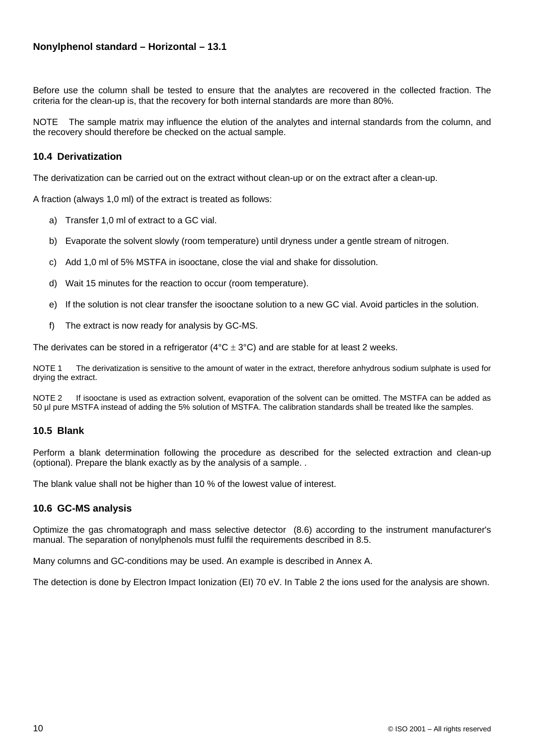Before use the column shall be tested to ensure that the analytes are recovered in the collected fraction. The criteria for the clean-up is, that the recovery for both internal standards are more than 80%.

NOTE The sample matrix may influence the elution of the analytes and internal standards from the column, and the recovery should therefore be checked on the actual sample.

### 10.4 Derivatization

The derivatization can be carried out on the extract without clean-up or on the extract after a clean-up.

A fraction (always 1,0 ml) of the extract is treated as follows:

a) Transfer 1,0 ml of extract to a GC vial.

b) Evaporate the solvent slowly (room temperature) until dryness under a gentle stream of nitrogen.

c) Add 1,0 ml of 5% MSTFA in isooctane, close the vial and shake for dissolution.

d) Wait 15 minutes for the reaction to occur (room temperature).

e) If the solution is not clear transfer the isooctane solution to a new GC vial. Avoid particles in the solution.

f) The extract is now ready for analysis by GC-MS.

The derivates can be stored in a refrigerator (4°C ± 3°C) and are stable for at least 2 weeks.

NOTE 1 The derivatization is sensitive to the amount of water in the extract, therefore anhydrous sodium sulphate is used for drying the extract.

NOTE 2 If isooctane is used as extraction solvent, evaporation of the solvent can be omitted. The MSTFA can be added as 50 µl pure MSTFA instead of adding the 5% solution of MSTFA. The calibration standards shall be treated like the samples.

### 10.5 Blank

Perform a blank determination following the procedure as described for the selected extraction and clean-up (optional). Prepare the blank exactly as by the analysis of a sample. .

The blank value shall not be higher than 10 % of the lowest value of interest.

### 10.6 GC-MS analysis

Optimize the gas chromatograph and mass selective detector (8.6) according to the instrument manufacturer's manual. The separation of nonylphenols must fulfil the requirements described in 8.5.

Many columns and GC-conditions may be used. An example is described in Annex A.

The detection is done by Electron Impact Ionization (EI) 70 eV. In Table 2 the ions used for the analysis are shown.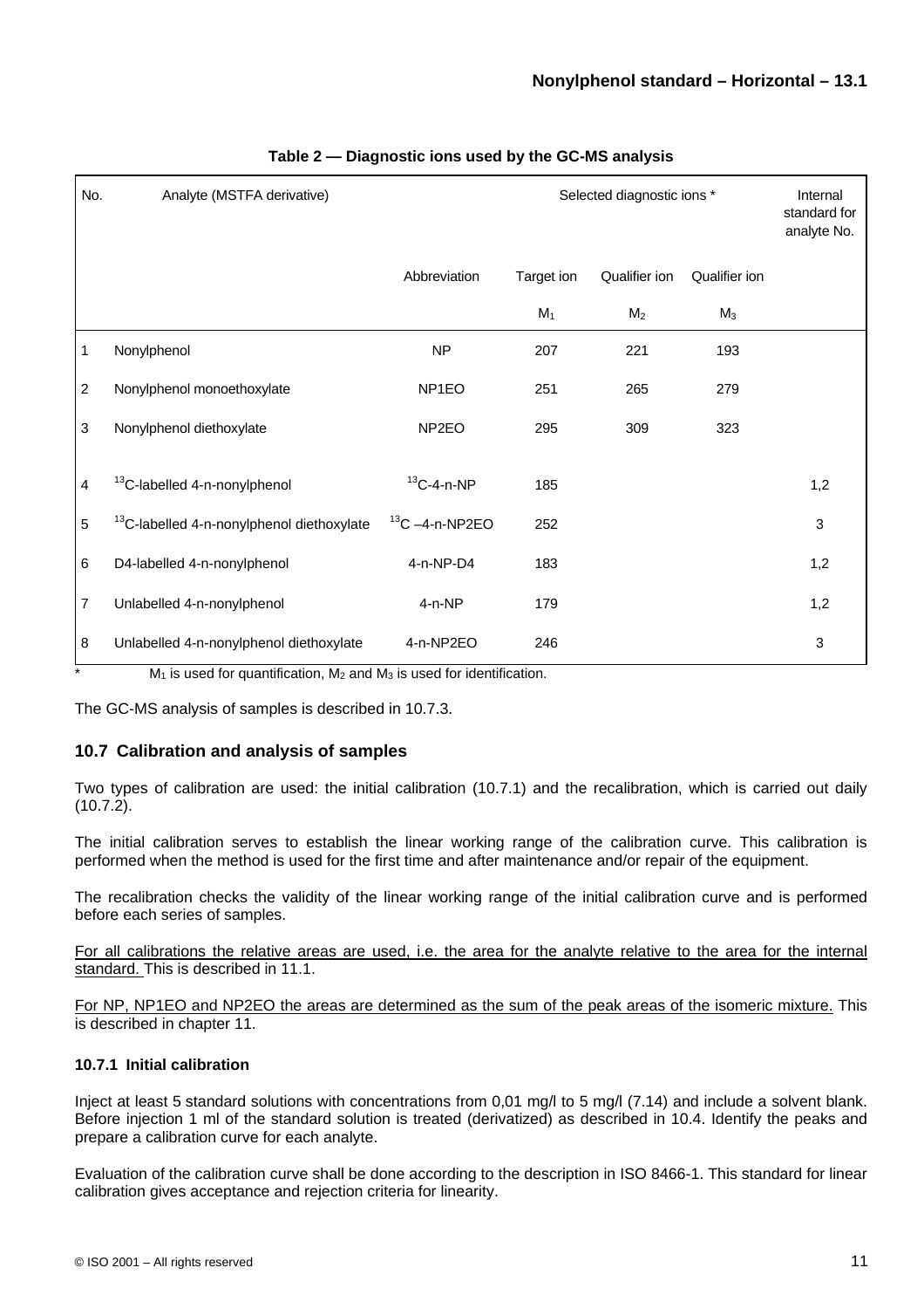**Table 2 — Diagnostic ions used by the GC-MS analysis**

| No. | Analyte (MSTFA derivative) | | Selected diagnostic ions * | | | Internal standard for analyte No. |
|---|---|---|---|---|---|---|
| | | Abbreviation | Target ion | Qualifier ion | Qualifier ion | |
| | | | $M_1$ | $M_2$ | $M_3$ | |
| 1 | Nonylphenol | NP | 207 | 221 | 193 | |
| 2 | Nonylphenol monoethoxylate | NP1EO | 251 | 265 | 279 | |
| 3 | Nonylphenol diethoxylate | NP2EO | 295 | 309 | 323 | |
| 4 | $^{13}$C-labelled 4-n-nonylphenol | $^{13}$C-4-n-NP | 185 | | | 1,2 |
| 5 | $^{13}$C-labelled 4-n-nonylphenol diethoxylate | $^{13}$C –4-n-NP2EO | 252 | | | 3 |
| 6 | D4-labelled 4-n-nonylphenol | 4-n-NP-D4 | 183 | | | 1,2 |
| 7 | Unlabelled 4-n-nonylphenol | 4-n-NP | 179 | | | 1,2 |
| 8 | Unlabelled 4-n-nonylphenol diethoxylate | 4-n-NP2EO | 246 | | | 3 |

\* $M_1$ is used for quantification, $M_2$ and $M_3$ is used for identification.

The GC-MS analysis of samples is described in 10.7.3.

## 10.7 Calibration and analysis of samples

Two types of calibration are used: the initial calibration (10.7.1) and the recalibration, which is carried out daily (10.7.2).

The initial calibration serves to establish the linear working range of the calibration curve. This calibration is performed when the method is used for the first time and after maintenance and/or repair of the equipment.

The recalibration checks the validity of the linear working range of the initial calibration curve and is performed before each series of samples.

<u>For all calibrations the relative areas are used, i.e. the area for the analyte relative to the area for the internal standard.</u> This is described in 11.1.

<u>For NP, NP1EO and NP2EO the areas are determined as the sum of the peak areas of the isomeric mixture.</u> This is described in chapter 11.

### 10.7.1 Initial calibration

Inject at least 5 standard solutions with concentrations from 0,01 mg/l to 5 mg/l (7.14) and include a solvent blank. Before injection 1 ml of the standard solution is treated (derivatized) as described in 10.4. Identify the peaks and prepare a calibration curve for each analyte.

Evaluation of the calibration curve shall be done according to the description in ISO 8466-1. This standard for linear calibration gives acceptance and rejection criteria for linearity.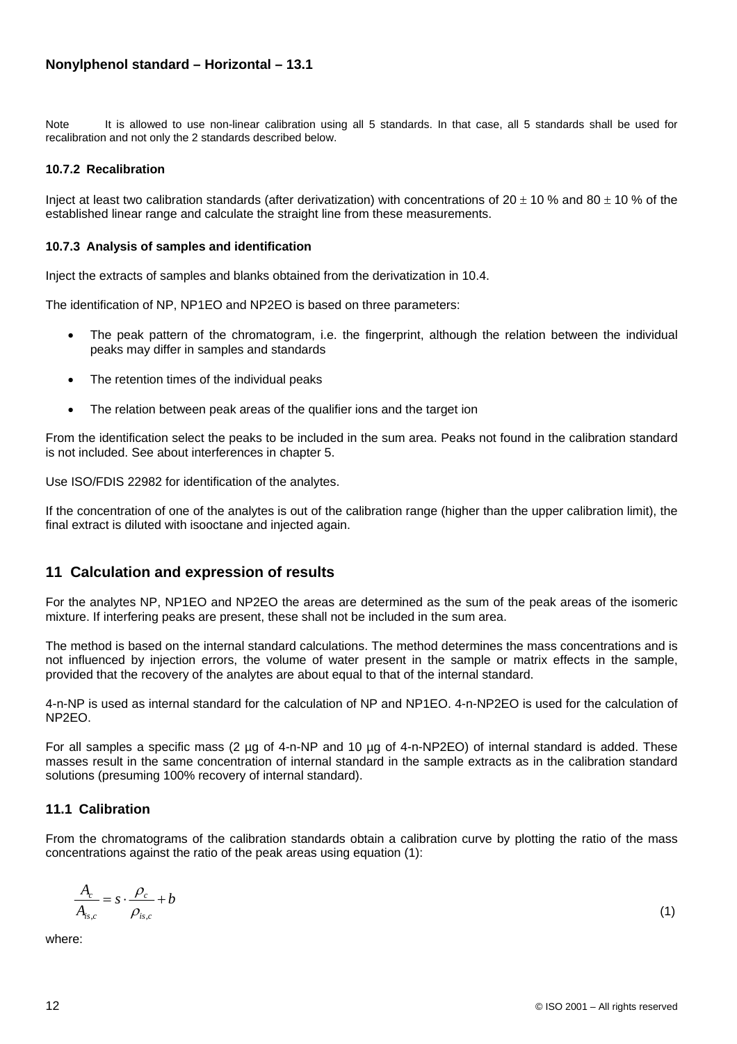Note It is allowed to use non-linear calibration using all 5 standards. In that case, all 5 standards shall be used for recalibration and not only the 2 standards described below.

### 10.7.2 Recalibration

Inject at least two calibration standards (after derivatization) with concentrations of 20 ± 10 % and 80 ± 10 % of the established linear range and calculate the straight line from these measurements.

### 10.7.3 Analysis of samples and identification

Inject the extracts of samples and blanks obtained from the derivatization in 10.4.

The identification of NP, NP1EO and NP2EO is based on three parameters:

- The peak pattern of the chromatogram, i.e. the fingerprint, although the relation between the individual peaks may differ in samples and standards
- The retention times of the individual peaks
- The relation between peak areas of the qualifier ions and the target ion

From the identification select the peaks to be included in the sum area. Peaks not found in the calibration standard is not included. See about interferences in chapter 5.

Use ISO/FDIS 22982 for identification of the analytes.

If the concentration of one of the analytes is out of the calibration range (higher than the upper calibration limit), the final extract is diluted with isooctane and injected again.

## 11 Calculation and expression of results

For the analytes NP, NP1EO and NP2EO the areas are determined as the sum of the peak areas of the isomeric mixture. If interfering peaks are present, these shall not be included in the sum area.

The method is based on the internal standard calculations. The method determines the mass concentrations and is not influenced by injection errors, the volume of water present in the sample or matrix effects in the sample, provided that the recovery of the analytes are about equal to that of the internal standard.

4-n-NP is used as internal standard for the calculation of NP and NP1EO. 4-n-NP2EO is used for the calculation of NP2EO.

For all samples a specific mass (2 µg of 4-n-NP and 10 µg of 4-n-NP2EO) of internal standard is added. These masses result in the same concentration of internal standard in the sample extracts as in the calibration standard solutions (presuming 100% recovery of internal standard).

### 11.1 Calibration

From the chromatograms of the calibration standards obtain a calibration curve by plotting the ratio of the mass concentrations against the ratio of the peak areas using equation (1):

$$\frac{A_c}{A_{is,c}} = s \cdot \frac{\rho_c}{\rho_{is,c}} + b \qquad (1)$$

where: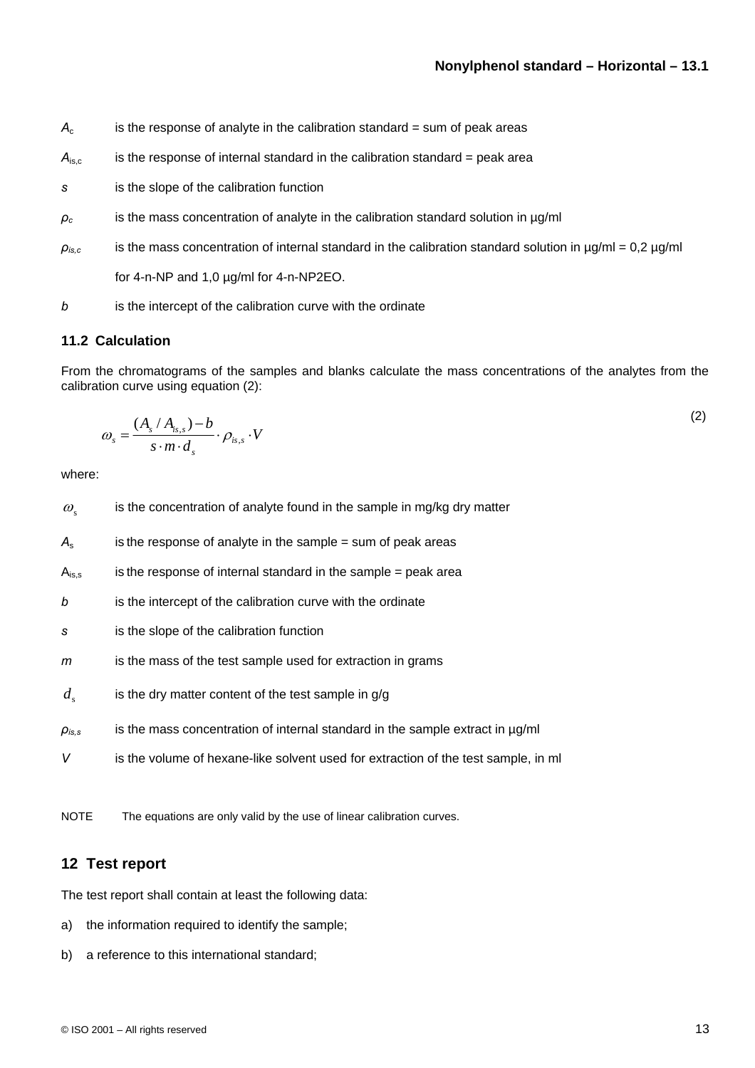$A_c$ is the response of analyte in the calibration standard = sum of peak areas

$A_{is,c}$ is the response of internal standard in the calibration standard = peak area

$s$ is the slope of the calibration function

$\rho_c$ is the mass concentration of analyte in the calibration standard solution in µg/ml

$\rho_{is,c}$ is the mass concentration of internal standard in the calibration standard solution in µg/ml = 0,2 µg/ml for 4-n-NP and 1,0 µg/ml for 4-n-NP2EO.

$b$ is the intercept of the calibration curve with the ordinate

### 11.2 Calculation

From the chromatograms of the samples and blanks calculate the mass concentrations of the analytes from the calibration curve using equation (2):

$$\omega_s = \frac{(A_s / A_{is,s}) - b}{s \cdot m \cdot d_s} \cdot \rho_{is,s} \cdot V \tag{2}$$

where:

$\omega_s$ is the concentration of analyte found in the sample in mg/kg dry matter

$A_s$ is the response of analyte in the sample = sum of peak areas

$A_{is,s}$ is the response of internal standard in the sample = peak area

$b$ is the intercept of the calibration curve with the ordinate

$s$ is the slope of the calibration function

$m$ is the mass of the test sample used for extraction in grams

$d_s$ is the dry matter content of the test sample in g/g

$\rho_{is,s}$ is the mass concentration of internal standard in the sample extract in µg/ml

$V$ is the volume of hexane-like solvent used for extraction of the test sample, in ml

NOTE The equations are only valid by the use of linear calibration curves.

## 12 Test report

The test report shall contain at least the following data:

a) the information required to identify the sample;

b) a reference to this international standard;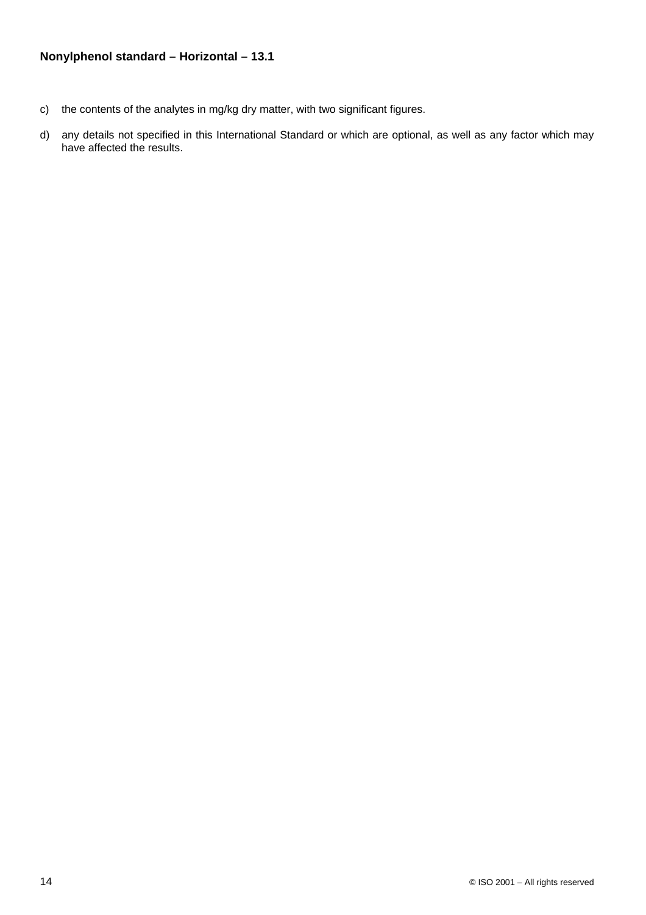c) the contents of the analytes in mg/kg dry matter, with two significant figures.

d) any details not specified in this International Standard or which are optional, as well as any factor which may have affected the results.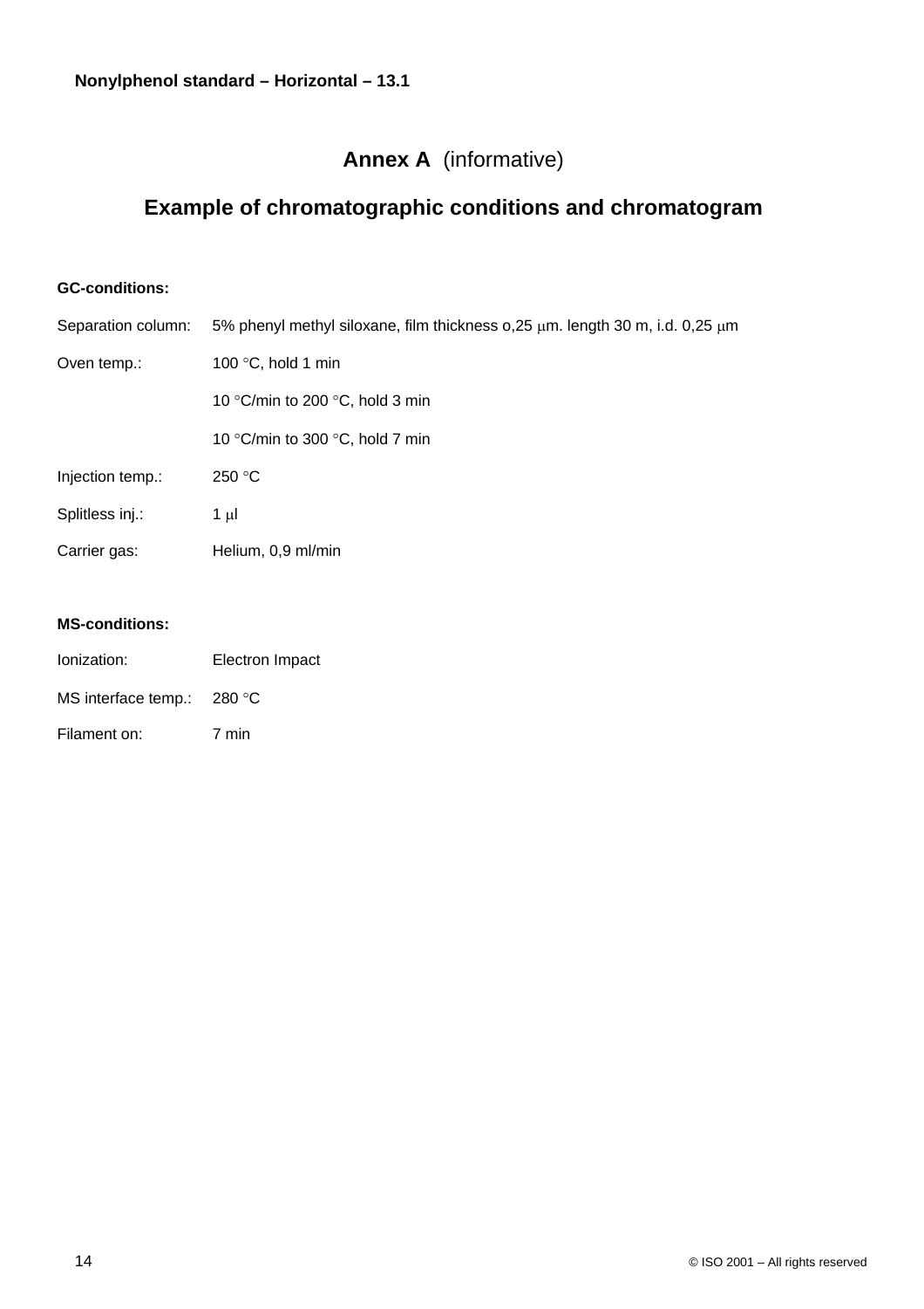# Annex A (informative)

## Example of chromatographic conditions and chromatogram

**GC-conditions:**

| | |
|---|---|
| Separation column: | 5% phenyl methyl siloxane, film thickness o,25 µm. length 30 m, i.d. 0,25 µm |
| Oven temp.: | 100 °C, hold 1 min |
| | 10 °C/min to 200 °C, hold 3 min |
| | 10 °C/min to 300 °C, hold 7 min |
| Injection temp.: | 250 °C |
| Splitless inj.: | 1 µl |
| Carrier gas: | Helium, 0,9 ml/min |

**MS-conditions:**

| | |
|---|---|
| Ionization: | Electron Impact |
| MS interface temp.: | 280 °C |
| Filament on: | 7 min |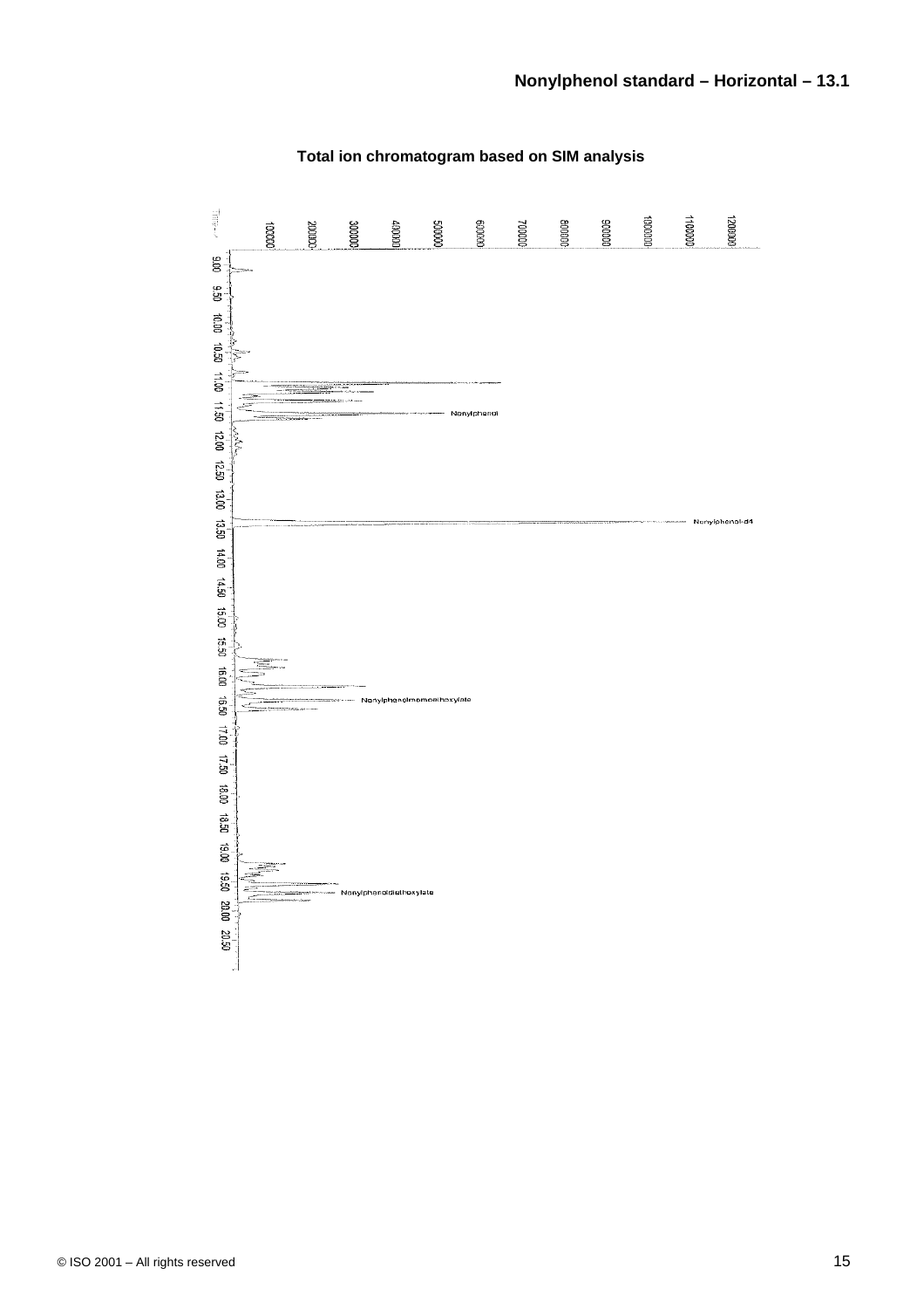# Nonylphenol standard – Horizontal – 13.1

**Total ion chromatogram based on SIM analysis**

Time→

100000 200000 300000 400000 500000 600000 700000 800000 900000 1000000 1100000 1200000

9.00 9.50 10.00 10.50 11.00 11.50 12.00 12.50 13.00 13.50 14.00 14.50 15.00 15.50 16.00 16.50 17.00 17.50 18.00 18.50 19.00 19.50 20.00 20.50

Nonylphenol

Nonylphenol-d4

Nonylphenolmonoethoxylate

Nonylphenoldiethoxylate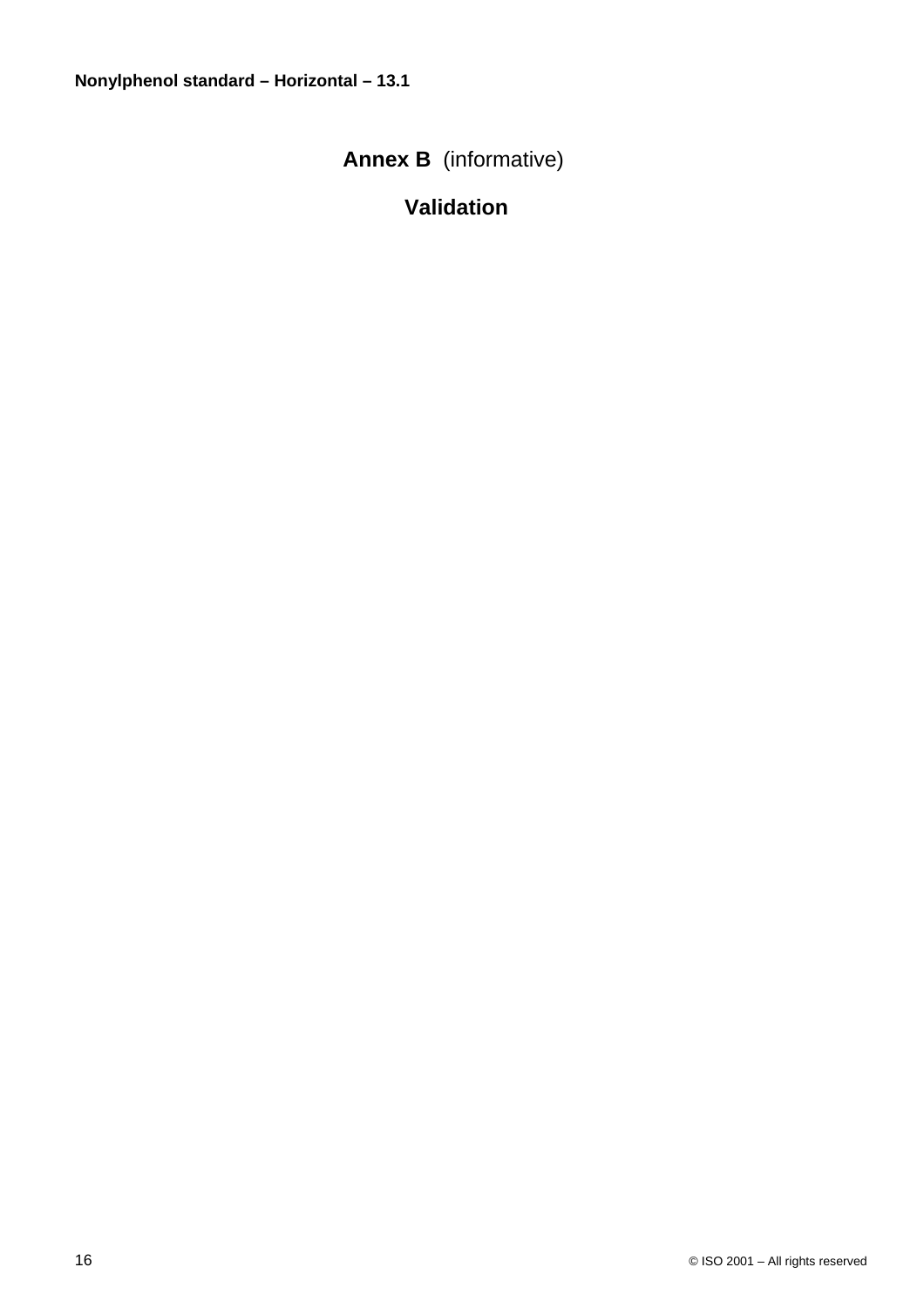# Annex B (informative)

## Validation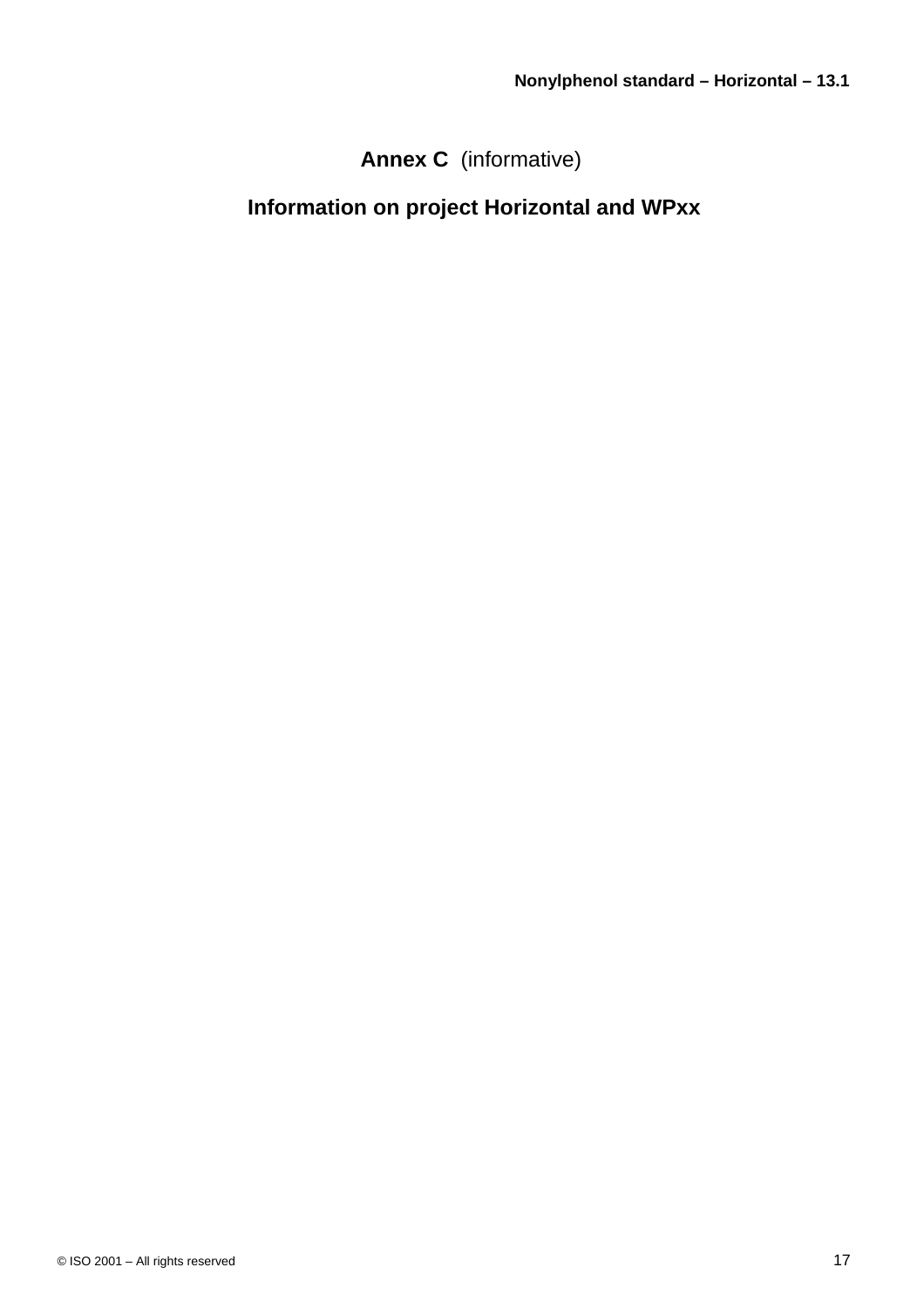# Annex C (informative)

## Information on project Horizontal and WPxx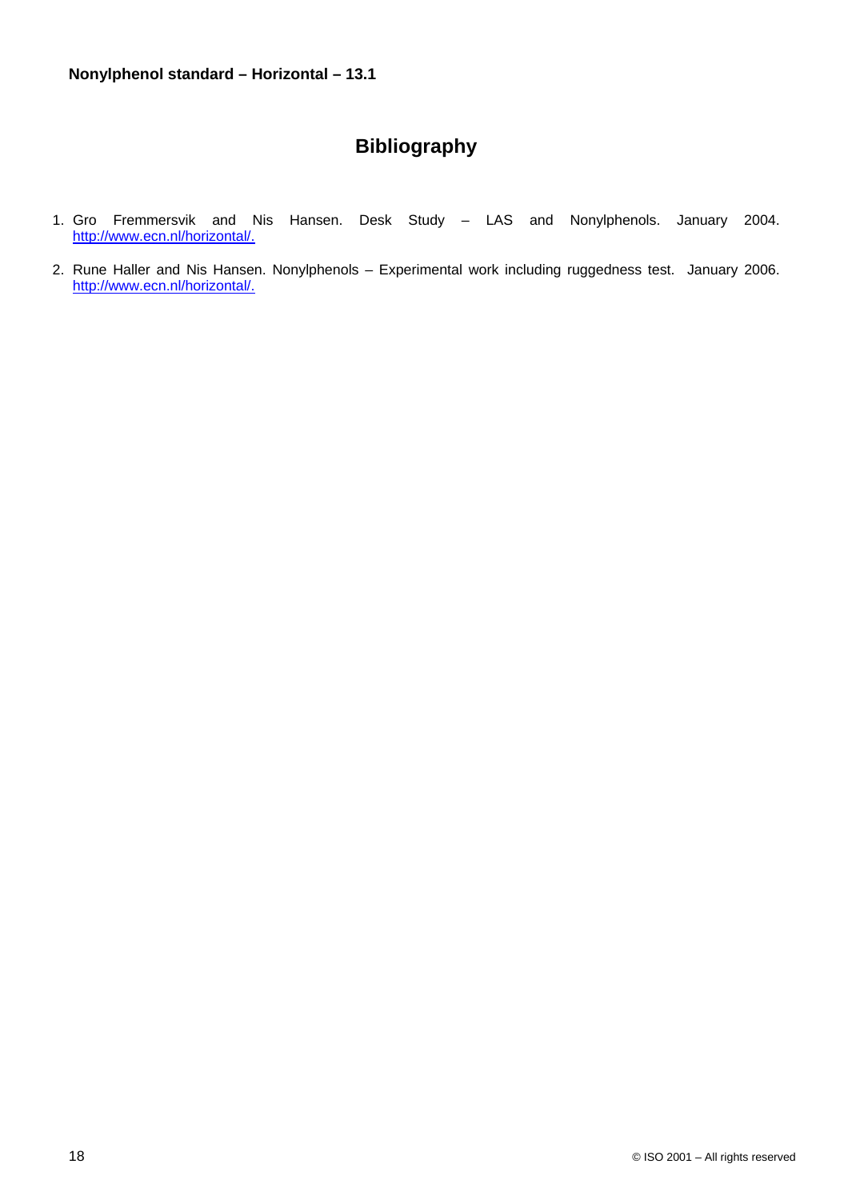# Bibliography

1. Gro Fremmersvik and Nis Hansen. Desk Study – LAS and Nonylphenols. January 2004. http://www.ecn.nl/horizontal/.

2. Rune Haller and Nis Hansen. Nonylphenols – Experimental work including ruggedness test. January 2006. http://www.ecn.nl/horizontal/.